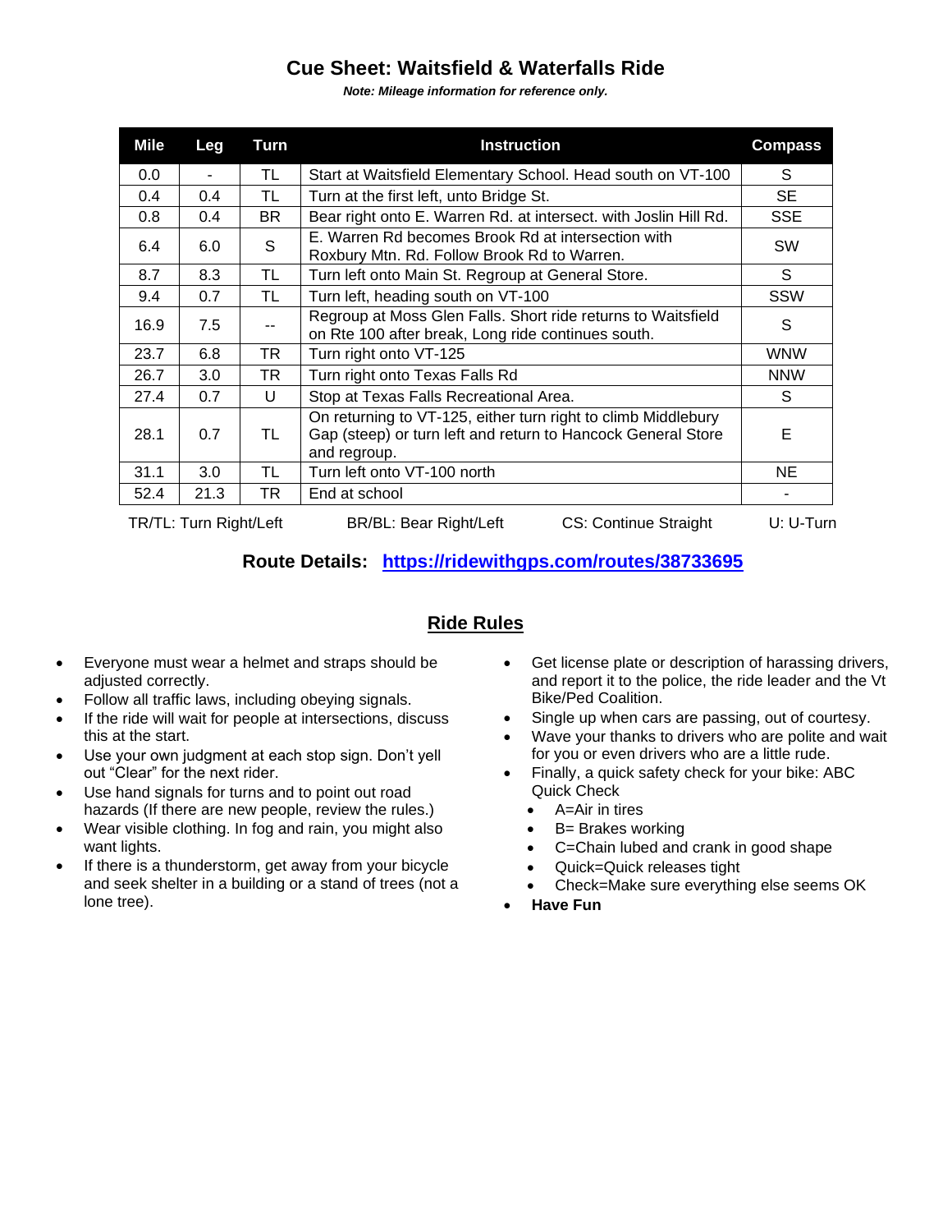# Cue Sheet: Waitsfield & Waterfalls Ride

***Note: Mileage information for reference only.***

| Mile | Leg | Turn | Instruction | Compass |
|---|---|---|---|---|
| 0.0 | - | TL | Start at Waitsfield Elementary School. Head south on VT-100 | S |
| 0.4 | 0.4 | TL | Turn at the first left, unto Bridge St. | SE |
| 0.8 | 0.4 | BR | Bear right onto E. Warren Rd. at intersect. with Joslin Hill Rd. | SSE |
| 6.4 | 6.0 | S | E. Warren Rd becomes Brook Rd at intersection with Roxbury Mtn. Rd. Follow Brook Rd to Warren. | SW |
| 8.7 | 8.3 | TL | Turn left onto Main St. Regroup at General Store. | S |
| 9.4 | 0.7 | TL | Turn left, heading south on VT-100 | SSW |
| 16.9 | 7.5 | -- | Regroup at Moss Glen Falls. Short ride returns to Waitsfield on Rte 100 after break, Long ride continues south. | S |
| 23.7 | 6.8 | TR | Turn right onto VT-125 | WNW |
| 26.7 | 3.0 | TR | Turn right onto Texas Falls Rd | NNW |
| 27.4 | 0.7 | U | Stop at Texas Falls Recreational Area. | S |
| 28.1 | 0.7 | TL | On returning to VT-125, either turn right to climb Middlebury Gap (steep) or turn left and return to Hancock General Store and regroup. | E |
| 31.1 | 3.0 | TL | Turn left onto VT-100 north | NE |
| 52.4 | 21.3 | TR | End at school | - |

TR/TL: Turn Right/Left  BR/BL: Bear Right/Left  CS: Continue Straight  U: U-Turn

**Route Details: [https://ridewithgps.com/routes/38733695](https://ridewithgps.com/routes/38733695)**

## Ride Rules

- Everyone must wear a helmet and straps should be adjusted correctly.
- Follow all traffic laws, including obeying signals.
- If the ride will wait for people at intersections, discuss this at the start.
- Use your own judgment at each stop sign. Don't yell out "Clear" for the next rider.
- Use hand signals for turns and to point out road hazards (If there are new people, review the rules.)
- Wear visible clothing. In fog and rain, you might also want lights.
- If there is a thunderstorm, get away from your bicycle and seek shelter in a building or a stand of trees (not a lone tree).
- Get license plate or description of harassing drivers, and report it to the police, the ride leader and the Vt Bike/Ped Coalition.
- Single up when cars are passing, out of courtesy.
- Wave your thanks to drivers who are polite and wait for you or even drivers who are a little rude.
- Finally, a quick safety check for your bike: ABC Quick Check
  - A=Air in tires
  - B= Brakes working
  - C=Chain lubed and crank in good shape
  - Quick=Quick releases tight
  - Check=Make sure everything else seems OK
- **Have Fun**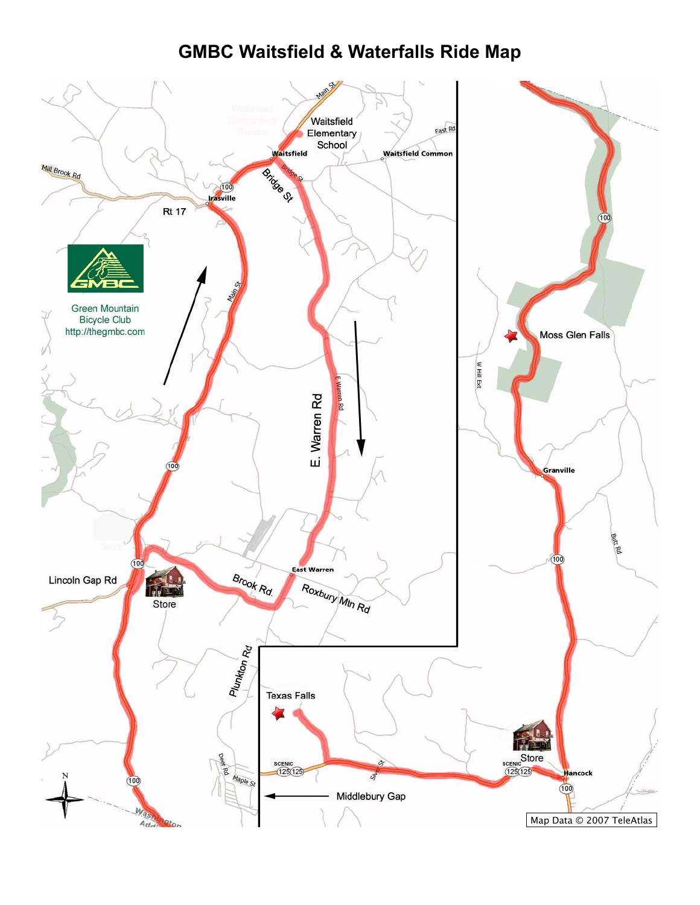# GMBC Waitsfield & Waterfalls Ride Map

Main St
Waitsfield Elementary School
East Rd
Waitsfield
Waitsfield Common
Mill Brook Rd
100
Irasville
Bridge St
Rt 17
Bridge St

Green Mountain Bicycle Club
http://thegmbc.com

Main St
E. Warren Rd
E Warren Rd
100
100
Lincoln Gap Rd
Store
Brook Rd.
East Warren
Roxbury Mtn Rd
Plunkton Rd
Deer Rd
Maple St
100
Washington

Texas Falls
SCENIC 125 125
Middlebury Gap
Store
SCENIC 125 125
Hancock
100

100
Moss Glen Falls
W Hill Ext
Granville
Butt Rd
100

N

Map Data © 2007 TeleAtlas